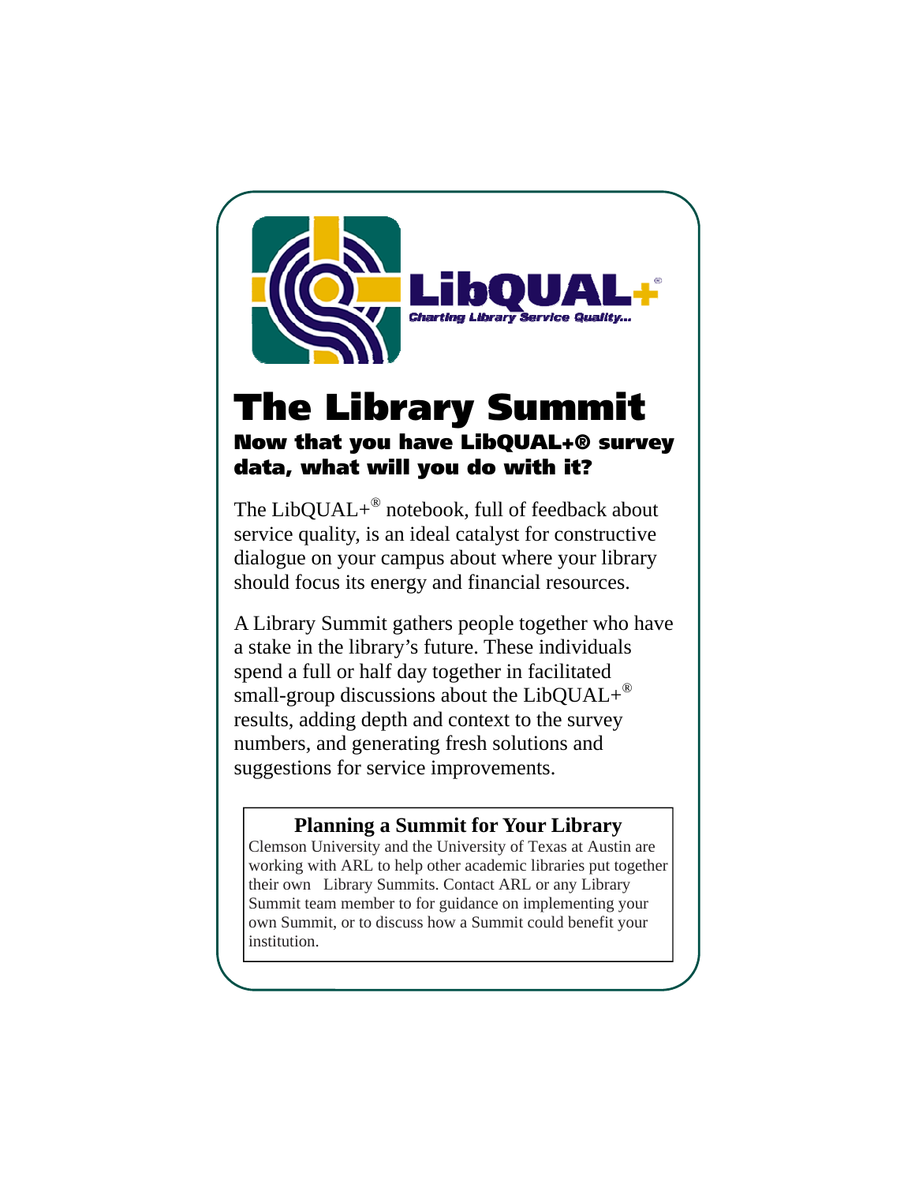LibQUAL+®

*Charting Library Service Quality...*

# The Library Summit

## Now that you have LibQUAL+® survey data, what will you do with it?

The LibQUAL+® notebook, full of feedback about service quality, is an ideal catalyst for constructive dialogue on your campus about where your library should focus its energy and financial resources.

A Library Summit gathers people together who have a stake in the library's future. These individuals spend a full or half day together in facilitated small-group discussions about the LibQUAL+® results, adding depth and context to the survey numbers, and generating fresh solutions and suggestions for service improvements.

### Planning a Summit for Your Library

Clemson University and the University of Texas at Austin are working with ARL to help other academic libraries put together their own Library Summits. Contact ARL or any Library Summit team member to for guidance on implementing your own Summit, or to discuss how a Summit could benefit your institution.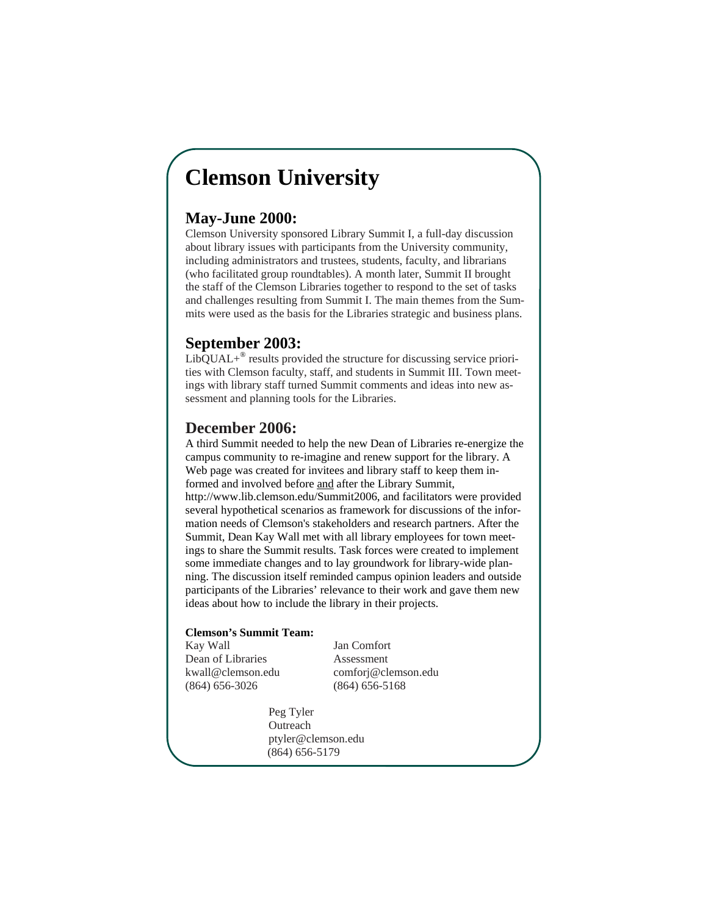# Clemson University

## May-June 2000:

Clemson University sponsored Library Summit I, a full-day discussion about library issues with participants from the University community, including administrators and trustees, students, faculty, and librarians (who facilitated group roundtables). A month later, Summit II brought the staff of the Clemson Libraries together to respond to the set of tasks and challenges resulting from Summit I. The main themes from the Summits were used as the basis for the Libraries strategic and business plans.

## September 2003:

LibQUAL+® results provided the structure for discussing service priorities with Clemson faculty, staff, and students in Summit III. Town meetings with library staff turned Summit comments and ideas into new assessment and planning tools for the Libraries.

## December 2006:

A third Summit needed to help the new Dean of Libraries re-energize the campus community to re-imagine and renew support for the library. A Web page was created for invitees and library staff to keep them informed and involved before <u>and</u> after the Library Summit, http://www.lib.clemson.edu/Summit2006, and facilitators were provided several hypothetical scenarios as framework for discussions of the information needs of Clemson's stakeholders and research partners. After the Summit, Dean Kay Wall met with all library employees for town meetings to share the Summit results. Task forces were created to implement some immediate changes and to lay groundwork for library-wide planning. The discussion itself reminded campus opinion leaders and outside participants of the Libraries' relevance to their work and gave them new ideas about how to include the library in their projects.

**Clemson's Summit Team:**

Kay Wall
Dean of Libraries
kwall@clemson.edu
(864) 656-3026

Jan Comfort
Assessment
comforj@clemson.edu
(864) 656-5168

Peg Tyler
Outreach
ptyler@clemson.edu
(864) 656-5179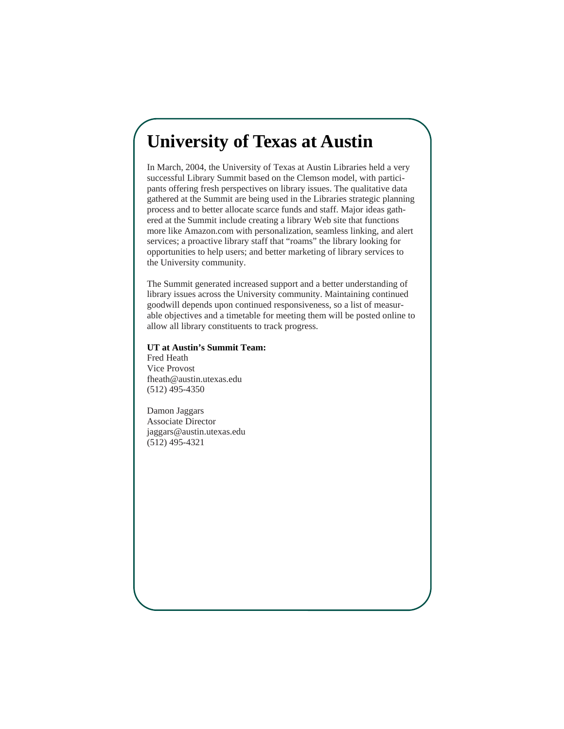# University of Texas at Austin

In March, 2004, the University of Texas at Austin Libraries held a very successful Library Summit based on the Clemson model, with participants offering fresh perspectives on library issues. The qualitative data gathered at the Summit are being used in the Libraries strategic planning process and to better allocate scarce funds and staff. Major ideas gathered at the Summit include creating a library Web site that functions more like Amazon.com with personalization, seamless linking, and alert services; a proactive library staff that "roams" the library looking for opportunities to help users; and better marketing of library services to the University community.

The Summit generated increased support and a better understanding of library issues across the University community. Maintaining continued goodwill depends upon continued responsiveness, so a list of measurable objectives and a timetable for meeting them will be posted online to allow all library constituents to track progress.

**UT at Austin's Summit Team:**

Fred Heath
Vice Provost
fheath@austin.utexas.edu
(512) 495-4350

Damon Jaggars
Associate Director
jaggars@austin.utexas.edu
(512) 495-4321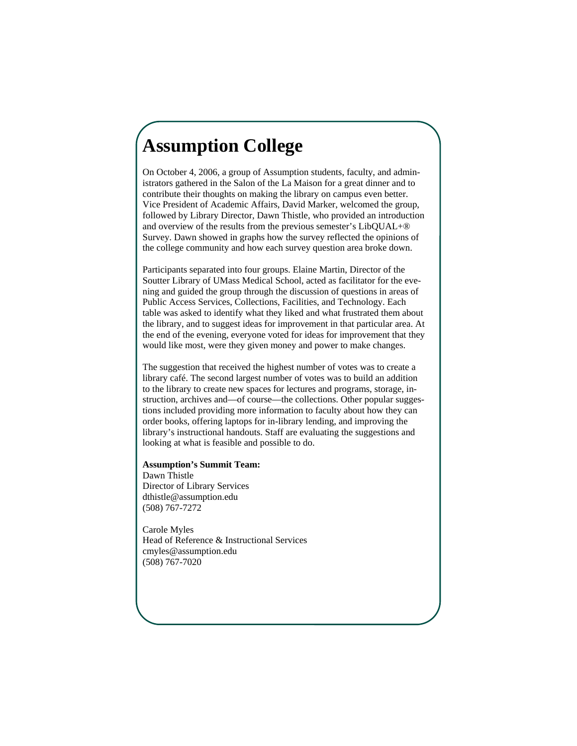# Assumption College

On October 4, 2006, a group of Assumption students, faculty, and administrators gathered in the Salon of the La Maison for a great dinner and to contribute their thoughts on making the library on campus even better. Vice President of Academic Affairs, David Marker, welcomed the group, followed by Library Director, Dawn Thistle, who provided an introduction and overview of the results from the previous semester's LibQUAL+® Survey. Dawn showed in graphs how the survey reflected the opinions of the college community and how each survey question area broke down.

Participants separated into four groups. Elaine Martin, Director of the Soutter Library of UMass Medical School, acted as facilitator for the evening and guided the group through the discussion of questions in areas of Public Access Services, Collections, Facilities, and Technology. Each table was asked to identify what they liked and what frustrated them about the library, and to suggest ideas for improvement in that particular area. At the end of the evening, everyone voted for ideas for improvement that they would like most, were they given money and power to make changes.

The suggestion that received the highest number of votes was to create a library café. The second largest number of votes was to build an addition to the library to create new spaces for lectures and programs, storage, instruction, archives and—of course—the collections. Other popular suggestions included providing more information to faculty about how they can order books, offering laptops for in-library lending, and improving the library's instructional handouts. Staff are evaluating the suggestions and looking at what is feasible and possible to do.

**Assumption's Summit Team:**
Dawn Thistle
Director of Library Services
dthistle@assumption.edu
(508) 767-7272

Carole Myles
Head of Reference & Instructional Services
cmyles@assumption.edu
(508) 767-7020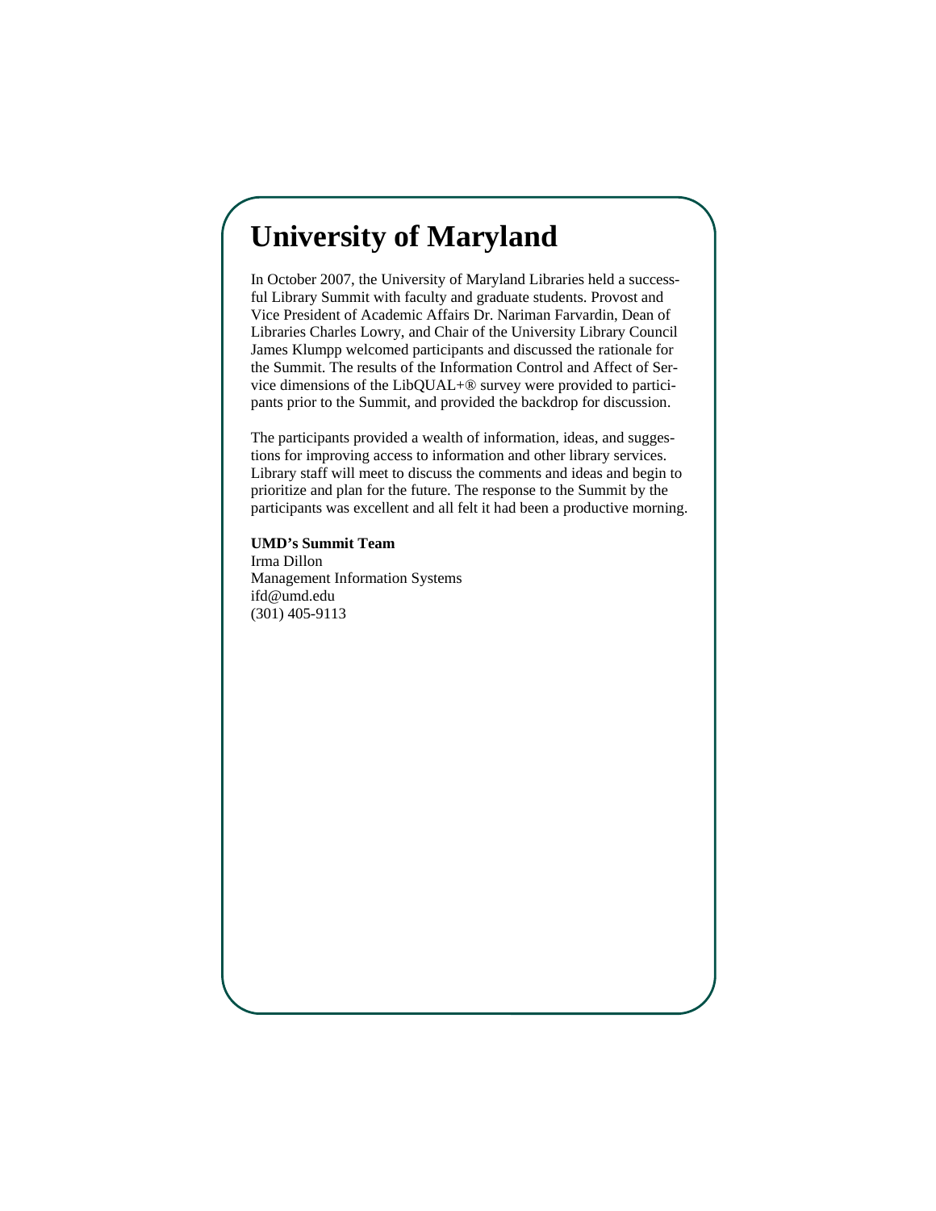# University of Maryland

In October 2007, the University of Maryland Libraries held a successful Library Summit with faculty and graduate students. Provost and Vice President of Academic Affairs Dr. Nariman Farvardin, Dean of Libraries Charles Lowry, and Chair of the University Library Council James Klumpp welcomed participants and discussed the rationale for the Summit. The results of the Information Control and Affect of Service dimensions of the LibQUAL+® survey were provided to participants prior to the Summit, and provided the backdrop for discussion.

The participants provided a wealth of information, ideas, and suggestions for improving access to information and other library services. Library staff will meet to discuss the comments and ideas and begin to prioritize and plan for the future. The response to the Summit by the participants was excellent and all felt it had been a productive morning.

**UMD's Summit Team**  
Irma Dillon  
Management Information Systems  
ifd@umd.edu  
(301) 405-9113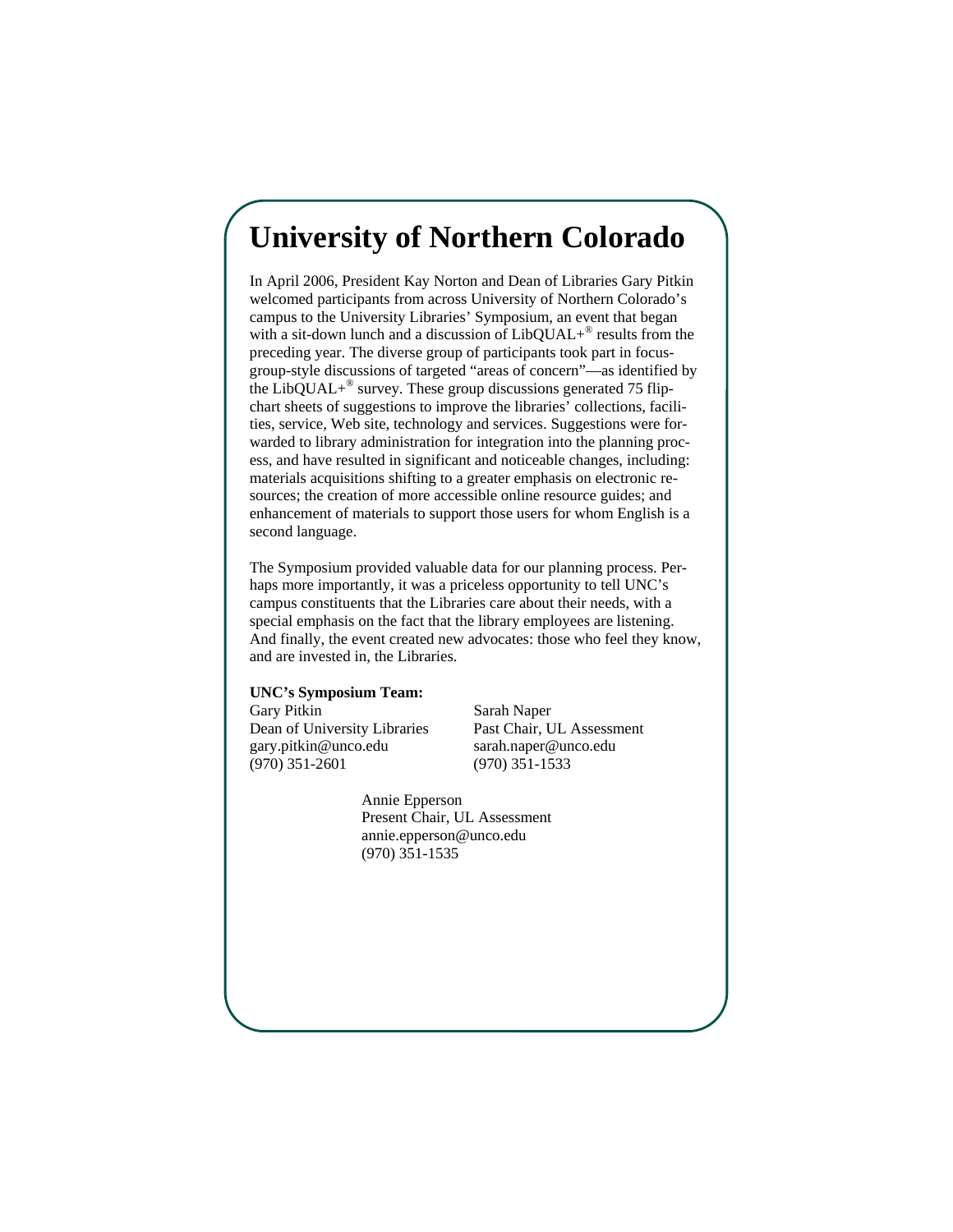# University of Northern Colorado

In April 2006, President Kay Norton and Dean of Libraries Gary Pitkin welcomed participants from across University of Northern Colorado's campus to the University Libraries' Symposium, an event that began with a sit-down lunch and a discussion of LibQUAL+® results from the preceding year. The diverse group of participants took part in focus-group-style discussions of targeted "areas of concern"—as identified by the LibQUAL+® survey. These group discussions generated 75 flip-chart sheets of suggestions to improve the libraries' collections, facilities, service, Web site, technology and services. Suggestions were forwarded to library administration for integration into the planning process, and have resulted in significant and noticeable changes, including: materials acquisitions shifting to a greater emphasis on electronic resources; the creation of more accessible online resource guides; and enhancement of materials to support those users for whom English is a second language.

The Symposium provided valuable data for our planning process. Perhaps more importantly, it was a priceless opportunity to tell UNC's campus constituents that the Libraries care about their needs, with a special emphasis on the fact that the library employees are listening. And finally, the event created new advocates: those who feel they know, and are invested in, the Libraries.

**UNC's Symposium Team:**

Gary Pitkin
Dean of University Libraries
gary.pitkin@unco.edu
(970) 351-2601

Sarah Naper
Past Chair, UL Assessment
sarah.naper@unco.edu
(970) 351-1533

Annie Epperson
Present Chair, UL Assessment
annie.epperson@unco.edu
(970) 351-1535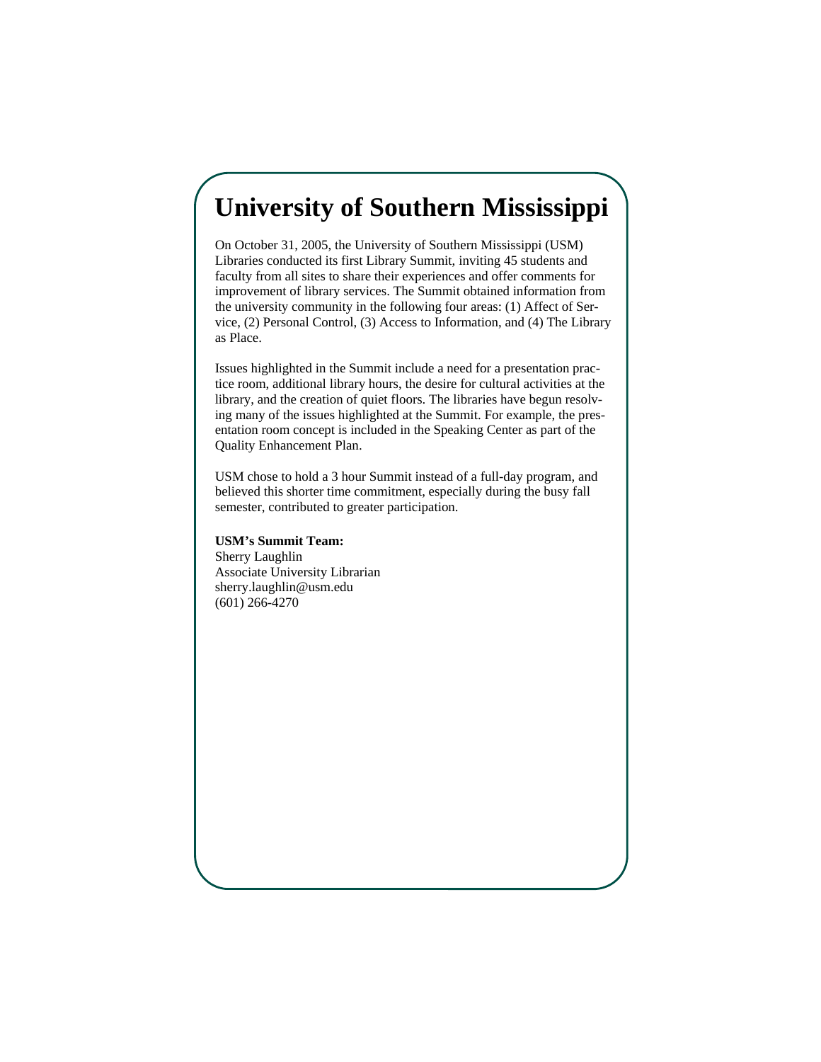# University of Southern Mississippi

On October 31, 2005, the University of Southern Mississippi (USM) Libraries conducted its first Library Summit, inviting 45 students and faculty from all sites to share their experiences and offer comments for improvement of library services. The Summit obtained information from the university community in the following four areas: (1) Affect of Service, (2) Personal Control, (3) Access to Information, and (4) The Library as Place.

Issues highlighted in the Summit include a need for a presentation practice room, additional library hours, the desire for cultural activities at the library, and the creation of quiet floors. The libraries have begun resolving many of the issues highlighted at the Summit. For example, the presentation room concept is included in the Speaking Center as part of the Quality Enhancement Plan.

USM chose to hold a 3 hour Summit instead of a full-day program, and believed this shorter time commitment, especially during the busy fall semester, contributed to greater participation.

**USM's Summit Team:**
Sherry Laughlin
Associate University Librarian
sherry.laughlin@usm.edu
(601) 266-4270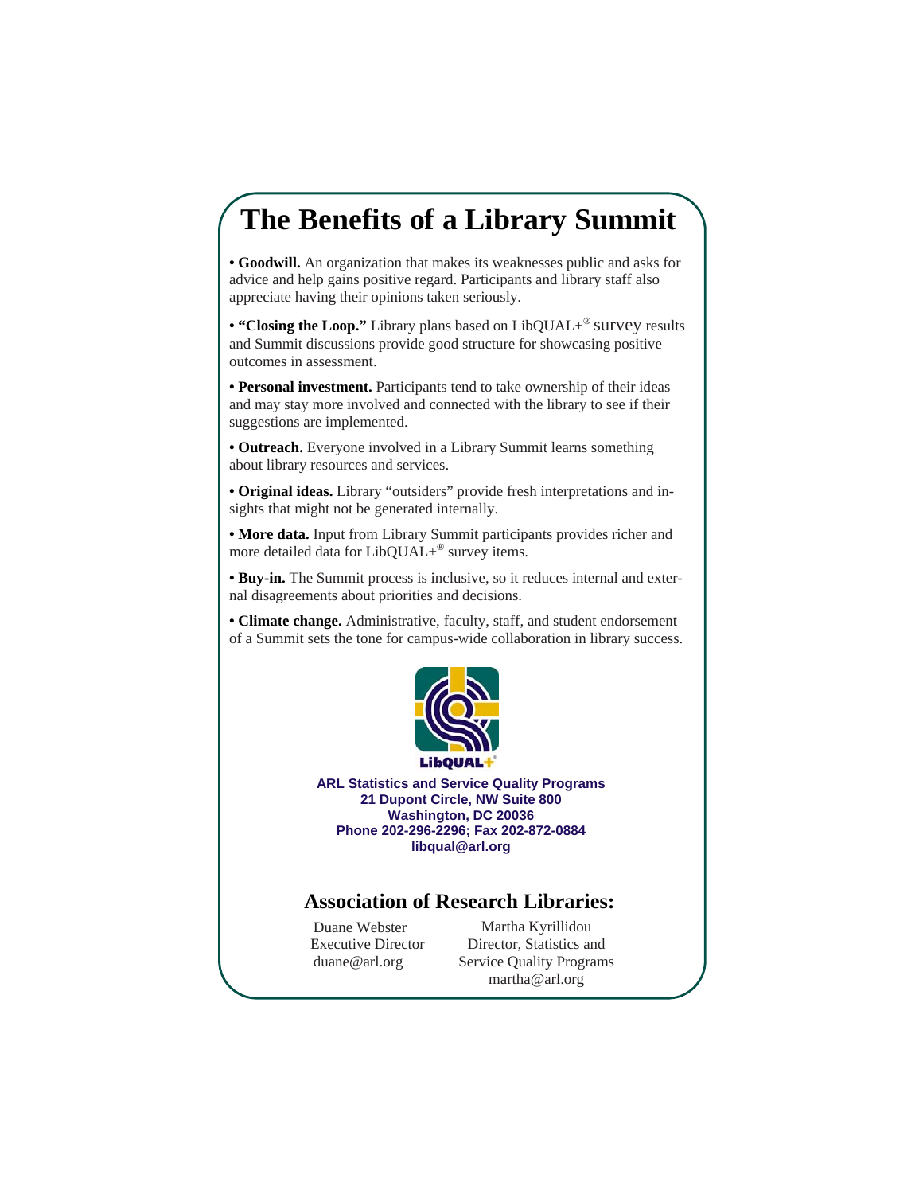# The Benefits of a Library Summit

- **Goodwill.** An organization that makes its weaknesses public and asks for advice and help gains positive regard. Participants and library staff also appreciate having their opinions taken seriously.

- **"Closing the Loop."** Library plans based on LibQUAL+® survey results and Summit discussions provide good structure for showcasing positive outcomes in assessment.

- **Personal investment.** Participants tend to take ownership of their ideas and may stay more involved and connected with the library to see if their suggestions are implemented.

- **Outreach.** Everyone involved in a Library Summit learns something about library resources and services.

- **Original ideas.** Library "outsiders" provide fresh interpretations and insights that might not be generated internally.

- **More data.** Input from Library Summit participants provides richer and more detailed data for LibQUAL+® survey items.

- **Buy-in.** The Summit process is inclusive, so it reduces internal and external disagreements about priorities and decisions.

- **Climate change.** Administrative, faculty, staff, and student endorsement of a Summit sets the tone for campus-wide collaboration in library success.

LibQUAL+®

**ARL Statistics and Service Quality Programs**
**21 Dupont Circle, NW Suite 800**
**Washington, DC 20036**
**Phone 202-296-2296; Fax 202-872-0884**
**libqual@arl.org**

## Association of Research Libraries:

Duane Webster
Executive Director
duane@arl.org

Martha Kyrillidou
Director, Statistics and Service Quality Programs
martha@arl.org